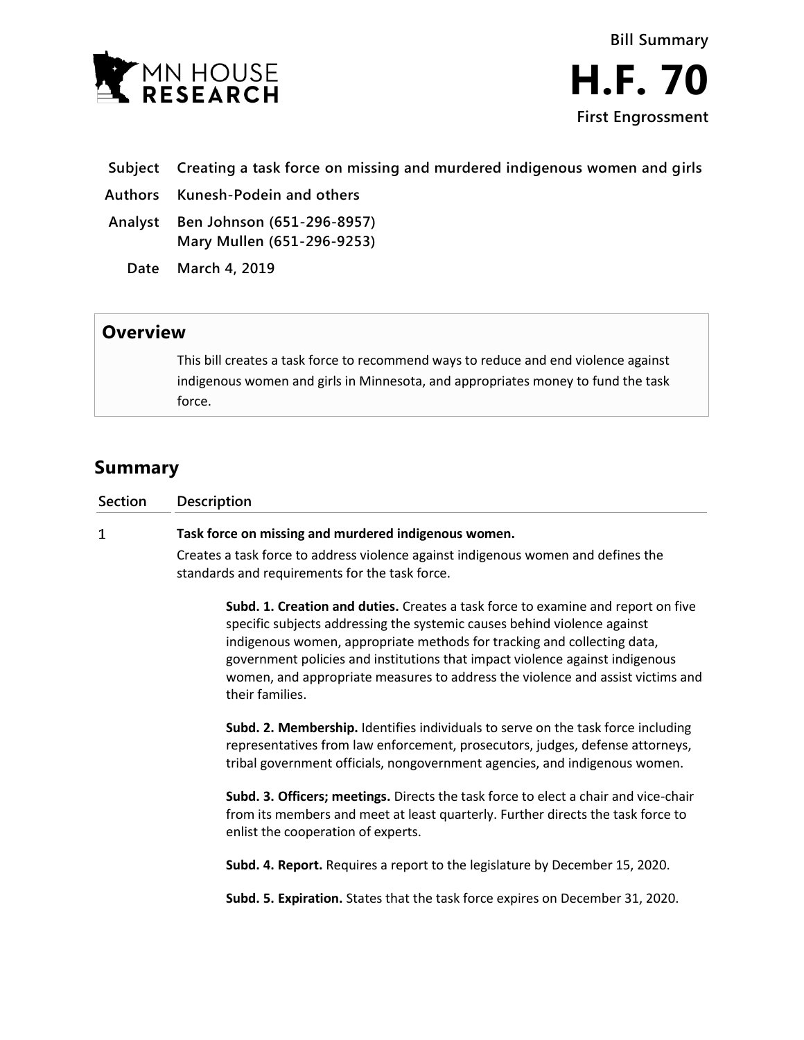MN HOUSE RESEARCH

# Bill Summary

# H.F. 70

**First Engrossment**

| | |
|---|---|
| **Subject** | **Creating a task force on missing and murdered indigenous women and girls** |
| **Authors** | **Kunesh-Podein and others** |
| **Analyst** | **Ben Johnson (651-296-8957)**<br>**Mary Mullen (651-296-9253)** |
| **Date** | **March 4, 2019** |

## Overview

This bill creates a task force to recommend ways to reduce and end violence against indigenous women and girls in Minnesota, and appropriates money to fund the task force.

## Summary

| Section | Description |
|---|---|
| 1 | **Task force on missing and murdered indigenous women.** |

Creates a task force to address violence against indigenous women and defines the standards and requirements for the task force.

**Subd. 1. Creation and duties.** Creates a task force to examine and report on five specific subjects addressing the systemic causes behind violence against indigenous women, appropriate methods for tracking and collecting data, government policies and institutions that impact violence against indigenous women, and appropriate measures to address the violence and assist victims and their families.

**Subd. 2. Membership.** Identifies individuals to serve on the task force including representatives from law enforcement, prosecutors, judges, defense attorneys, tribal government officials, nongovernment agencies, and indigenous women.

**Subd. 3. Officers; meetings.** Directs the task force to elect a chair and vice-chair from its members and meet at least quarterly. Further directs the task force to enlist the cooperation of experts.

**Subd. 4. Report.** Requires a report to the legislature by December 15, 2020.

**Subd. 5. Expiration.** States that the task force expires on December 31, 2020.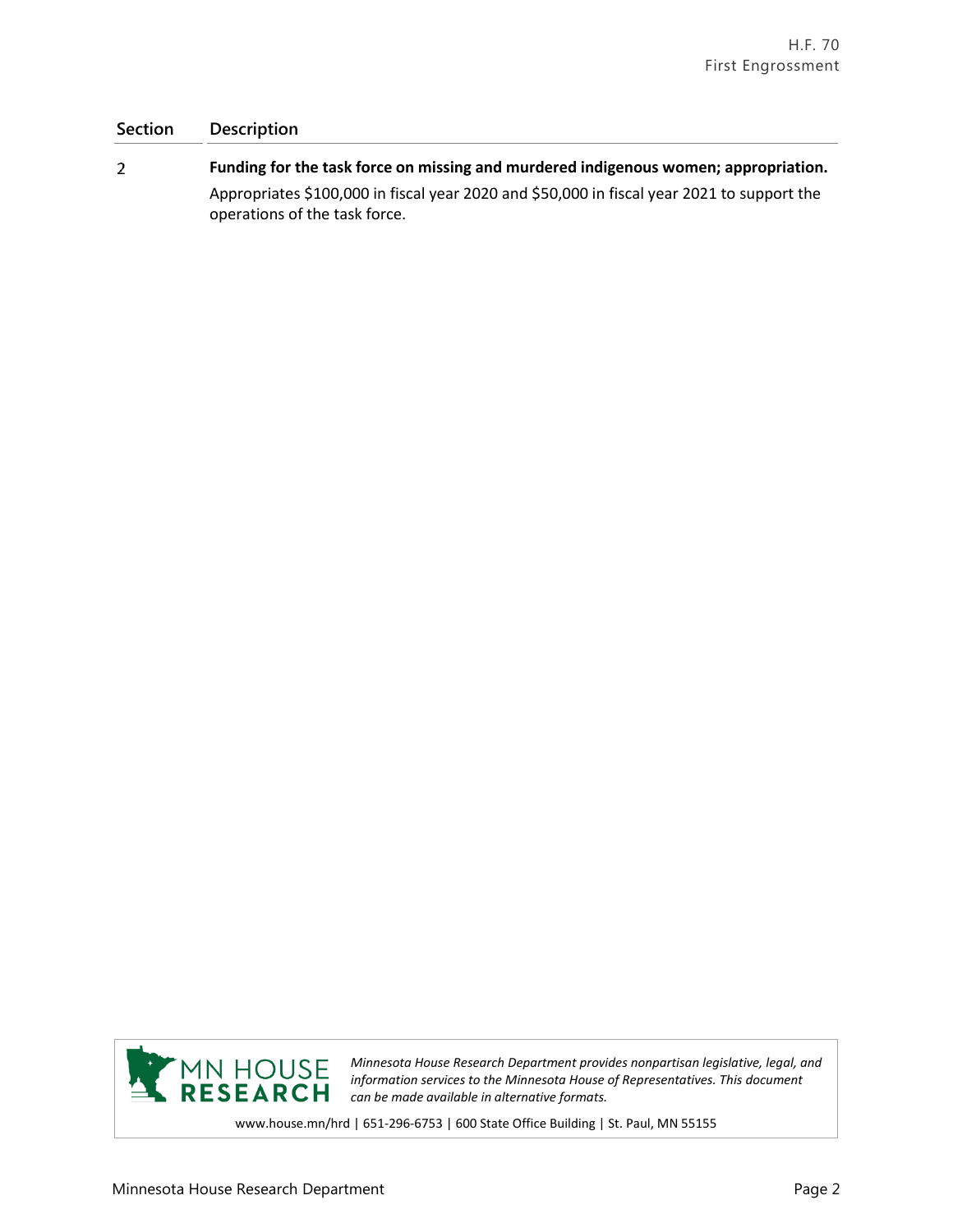| Section | Description |
|---|---|
| 2 | **Funding for the task force on missing and murdered indigenous women; appropriation.** Appropriates $100,000 in fiscal year 2020 and $50,000 in fiscal year 2021 to support the operations of the task force. |

MN HOUSE RESEARCH

*Minnesota House Research Department provides nonpartisan legislative, legal, and information services to the Minnesota House of Representatives. This document can be made available in alternative formats.*

www.house.mn/hrd | 651-296-6753 | 600 State Office Building | St. Paul, MN 55155